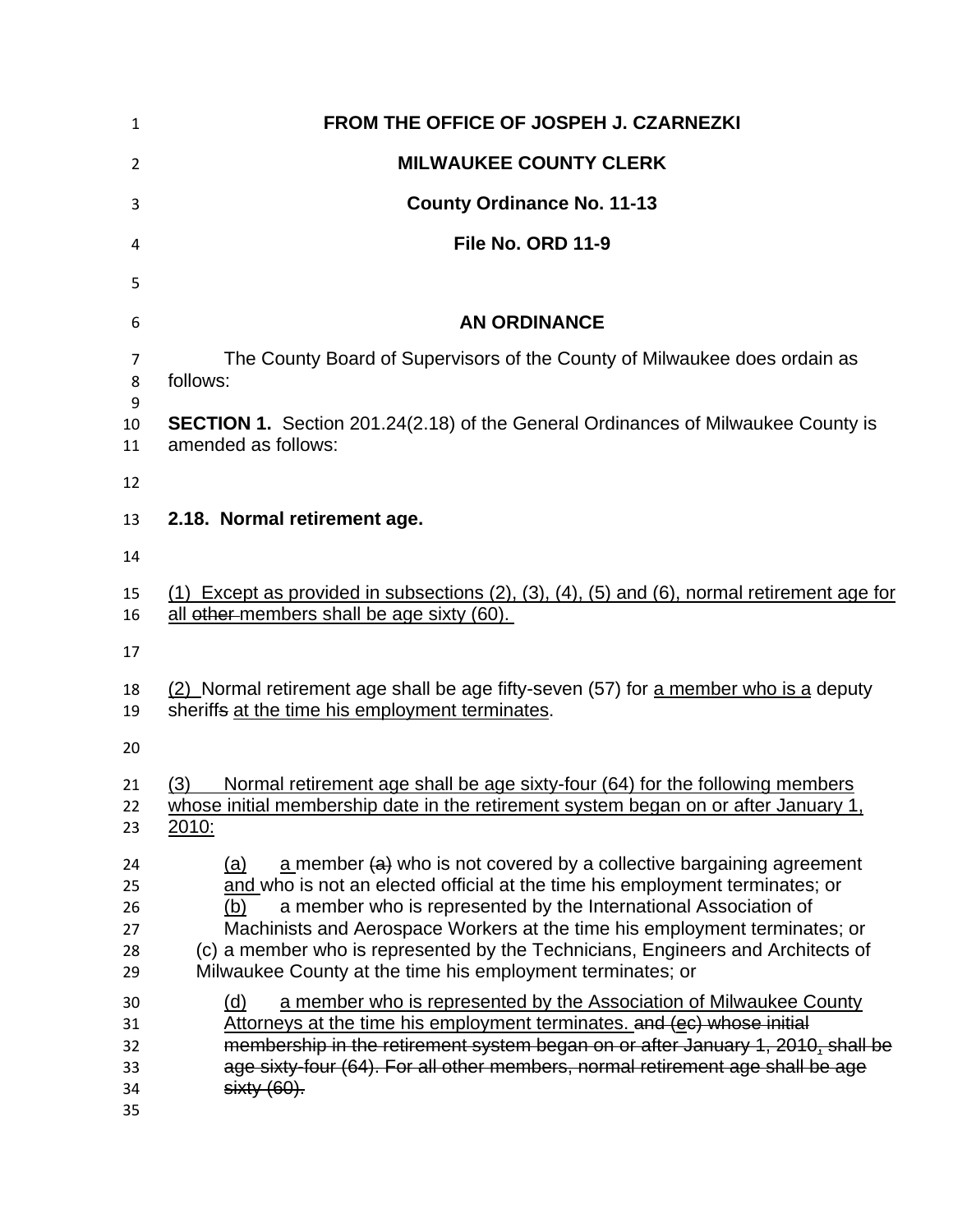**FROM THE OFFICE OF JOSPEH J. CZARNEZKI**

**MILWAUKEE COUNTY CLERK**

**County Ordinance No. 11-13**

**File No. ORD 11-9**

**AN ORDINANCE**

The County Board of Supervisors of the County of Milwaukee does ordain as follows:

**SECTION 1.** Section 201.24(2.18) of the General Ordinances of Milwaukee County is amended as follows:

**2.18. Normal retirement age.**

(1) Except as provided in subsections (2), (3), (4), (5) and (6), normal retirement age for all ~~other~~ members shall be age sixty (60).

(2) Normal retirement age shall be age fifty-seven (57) for a member who is a deputy sheriff~~s~~ at the time his employment terminates.

(3) Normal retirement age shall be age sixty-four (64) for the following members whose initial membership date in the retirement system began on or after January 1, 2010:

(a) a member ~~(a)~~ who is not covered by a collective bargaining agreement and who is not an elected official at the time his employment terminates; or
(b) a member who is represented by the International Association of Machinists and Aerospace Workers at the time his employment terminates; or
(c) a member who is represented by the Technicians, Engineers and Architects of Milwaukee County at the time his employment terminates; or

(d) a member who is represented by the Association of Milwaukee County Attorneys at the time his employment terminates. ~~and (ec) whose initial membership in the retirement system began on or after January 1, 2010, shall be age sixty-four (64). For all other members, normal retirement age shall be age sixty (60).~~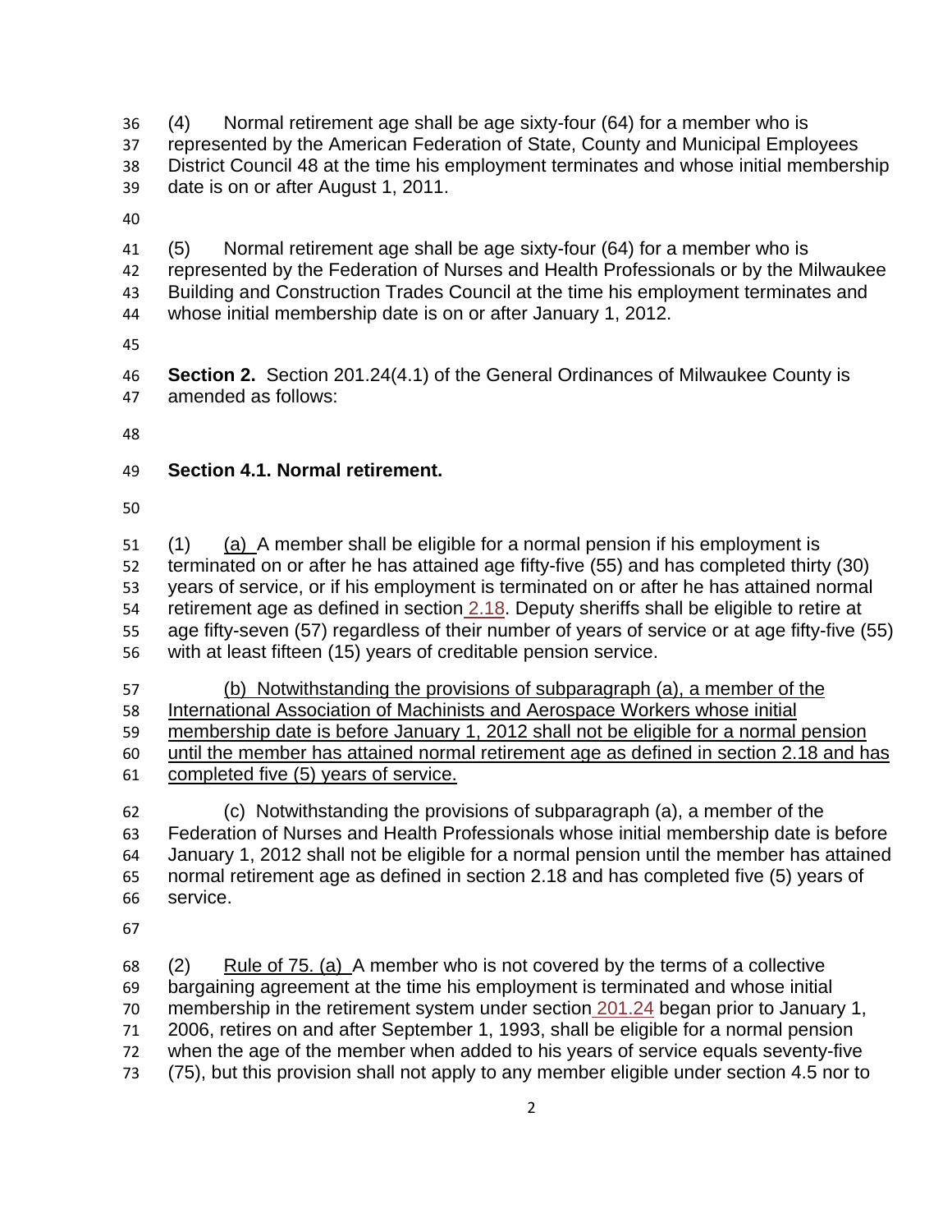(4) Normal retirement age shall be age sixty-four (64) for a member who is represented by the American Federation of State, County and Municipal Employees District Council 48 at the time his employment terminates and whose initial membership date is on or after August 1, 2011.

(5) Normal retirement age shall be age sixty-four (64) for a member who is represented by the Federation of Nurses and Health Professionals or by the Milwaukee Building and Construction Trades Council at the time his employment terminates and whose initial membership date is on or after January 1, 2012.

**Section 2.** Section 201.24(4.1) of the General Ordinances of Milwaukee County is amended as follows:

**Section 4.1. Normal retirement.**

(1) <u>(a)</u> A member shall be eligible for a normal pension if his employment is terminated on or after he has attained age fifty-five (55) and has completed thirty (30) years of service, or if his employment is terminated on or after he has attained normal retirement age as defined in section 2.18. Deputy sheriffs shall be eligible to retire at age fifty-seven (57) regardless of their number of years of service or at age fifty-five (55) with at least fifteen (15) years of creditable pension service.

<u>(b) Notwithstanding the provisions of subparagraph (a), a member of the International Association of Machinists and Aerospace Workers whose initial membership date is before January 1, 2012 shall not be eligible for a normal pension until the member has attained normal retirement age as defined in section 2.18 and has completed five (5) years of service.</u>

(c) Notwithstanding the provisions of subparagraph (a), a member of the Federation of Nurses and Health Professionals whose initial membership date is before January 1, 2012 shall not be eligible for a normal pension until the member has attained normal retirement age as defined in section 2.18 and has completed five (5) years of service.

(2) <u>Rule of 75. (a)</u> A member who is not covered by the terms of a collective bargaining agreement at the time his employment is terminated and whose initial membership in the retirement system under section 201.24 began prior to January 1, 2006, retires on and after September 1, 1993, shall be eligible for a normal pension when the age of the member when added to his years of service equals seventy-five (75), but this provision shall not apply to any member eligible under section 4.5 nor to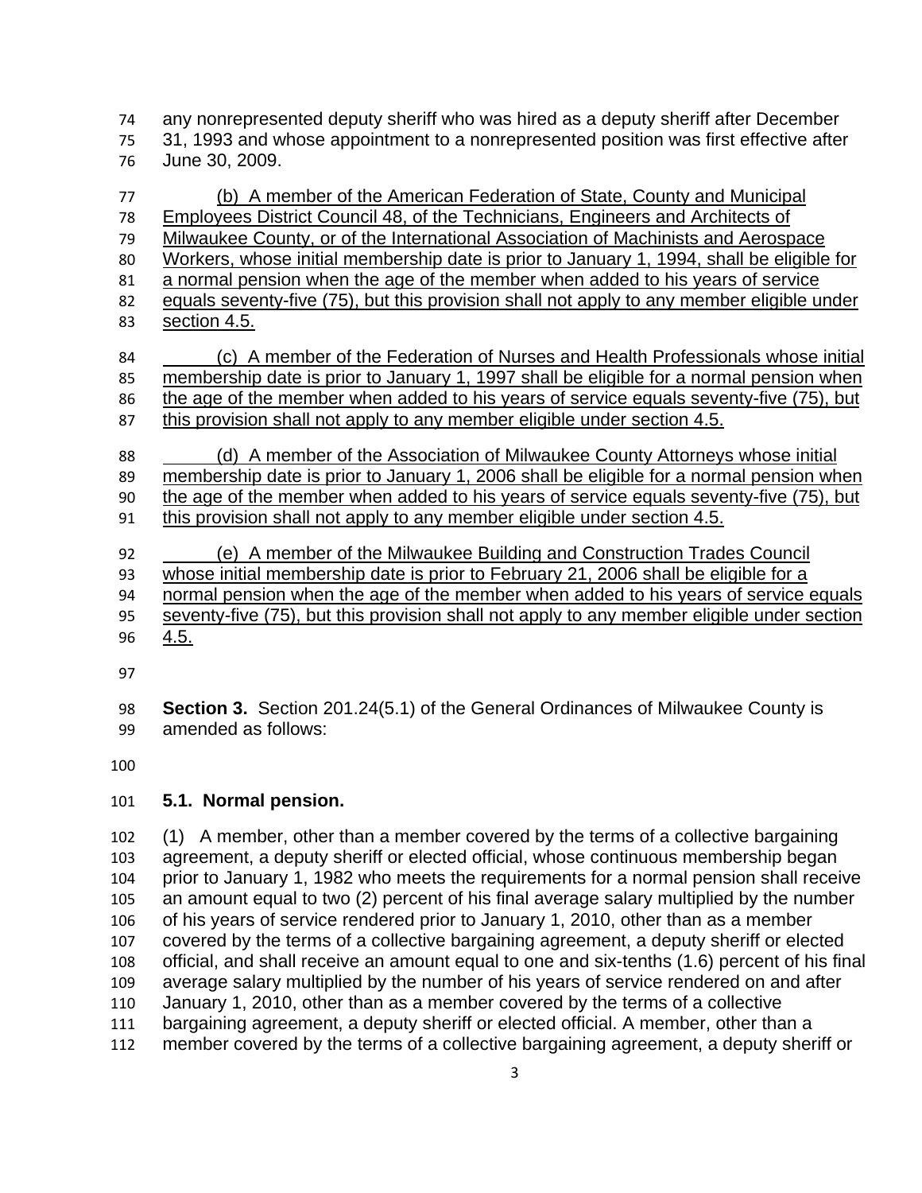any nonrepresented deputy sheriff who was hired as a deputy sheriff after December 31, 1993 and whose appointment to a nonrepresented position was first effective after June 30, 2009.

(b) A member of the American Federation of State, County and Municipal Employees District Council 48, of the Technicians, Engineers and Architects of Milwaukee County, or of the International Association of Machinists and Aerospace Workers, whose initial membership date is prior to January 1, 1994, shall be eligible for a normal pension when the age of the member when added to his years of service equals seventy-five (75), but this provision shall not apply to any member eligible under section 4.5.

(c) A member of the Federation of Nurses and Health Professionals whose initial membership date is prior to January 1, 1997 shall be eligible for a normal pension when the age of the member when added to his years of service equals seventy-five (75), but this provision shall not apply to any member eligible under section 4.5.

(d) A member of the Association of Milwaukee County Attorneys whose initial membership date is prior to January 1, 2006 shall be eligible for a normal pension when the age of the member when added to his years of service equals seventy-five (75), but this provision shall not apply to any member eligible under section 4.5.

(e) A member of the Milwaukee Building and Construction Trades Council whose initial membership date is prior to February 21, 2006 shall be eligible for a normal pension when the age of the member when added to his years of service equals seventy-five (75), but this provision shall not apply to any member eligible under section 4.5.

**Section 3.** Section 201.24(5.1) of the General Ordinances of Milwaukee County is amended as follows:

**5.1. Normal pension.**

(1) A member, other than a member covered by the terms of a collective bargaining agreement, a deputy sheriff or elected official, whose continuous membership began prior to January 1, 1982 who meets the requirements for a normal pension shall receive an amount equal to two (2) percent of his final average salary multiplied by the number of his years of service rendered prior to January 1, 2010, other than as a member covered by the terms of a collective bargaining agreement, a deputy sheriff or elected official, and shall receive an amount equal to one and six-tenths (1.6) percent of his final average salary multiplied by the number of his years of service rendered on and after January 1, 2010, other than as a member covered by the terms of a collective bargaining agreement, a deputy sheriff or elected official. A member, other than a member covered by the terms of a collective bargaining agreement, a deputy sheriff or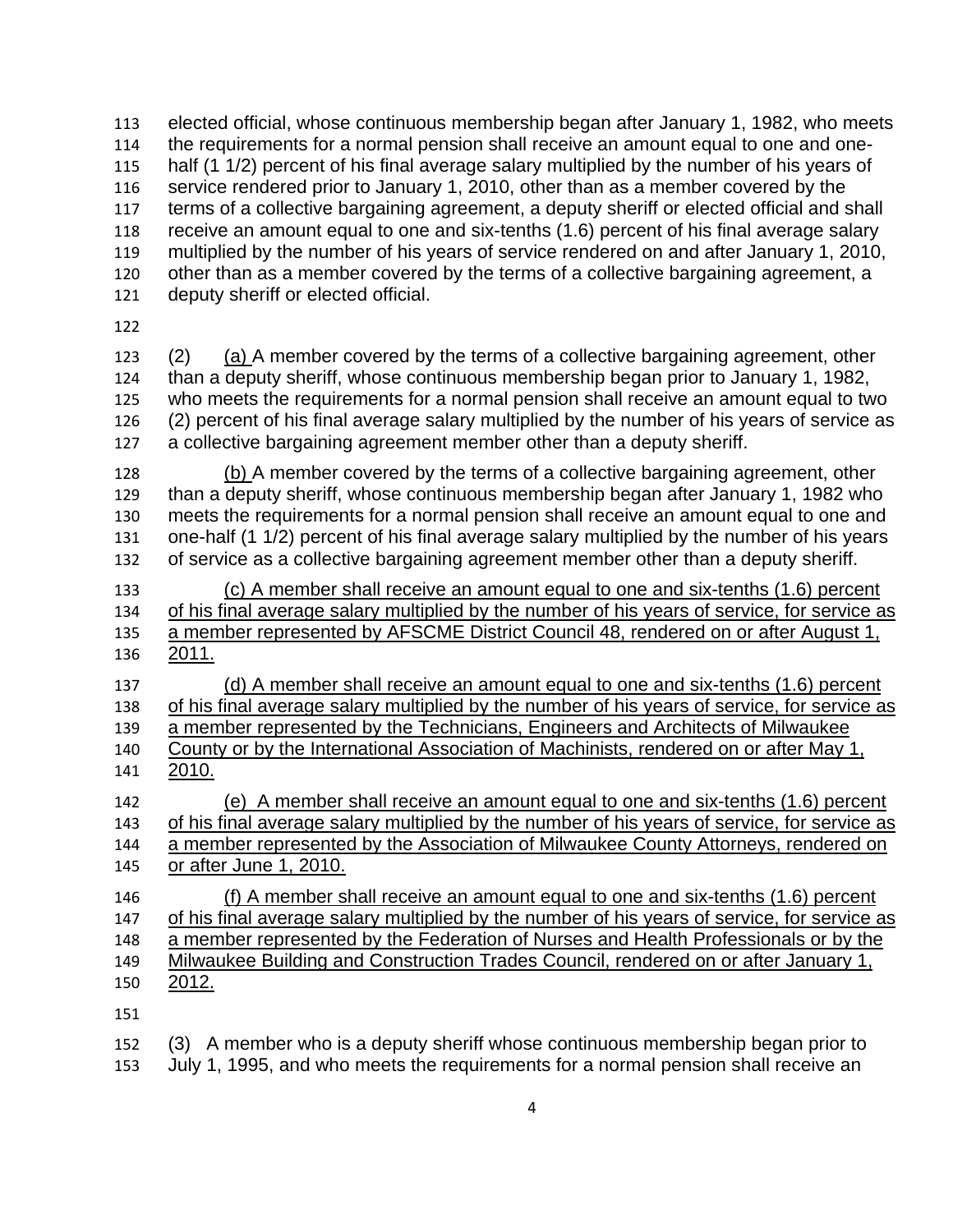elected official, whose continuous membership began after January 1, 1982, who meets the requirements for a normal pension shall receive an amount equal to one and one-half (1 1/2) percent of his final average salary multiplied by the number of his years of service rendered prior to January 1, 2010, other than as a member covered by the terms of a collective bargaining agreement, a deputy sheriff or elected official and shall receive an amount equal to one and six-tenths (1.6) percent of his final average salary multiplied by the number of his years of service rendered on and after January 1, 2010, other than as a member covered by the terms of a collective bargaining agreement, a deputy sheriff or elected official.

(2) <u>(a)</u> A member covered by the terms of a collective bargaining agreement, other than a deputy sheriff, whose continuous membership began prior to January 1, 1982, who meets the requirements for a normal pension shall receive an amount equal to two (2) percent of his final average salary multiplied by the number of his years of service as a collective bargaining agreement member other than a deputy sheriff.

<u>(b)</u> A member covered by the terms of a collective bargaining agreement, other than a deputy sheriff, whose continuous membership began after January 1, 1982 who meets the requirements for a normal pension shall receive an amount equal to one and one-half (1 1/2) percent of his final average salary multiplied by the number of his years of service as a collective bargaining agreement member other than a deputy sheriff.

<u>(c) A member shall receive an amount equal to one and six-tenths (1.6) percent of his final average salary multiplied by the number of his years of service, for service as a member represented by AFSCME District Council 48, rendered on or after August 1, 2011.</u>

<u>(d) A member shall receive an amount equal to one and six-tenths (1.6) percent of his final average salary multiplied by the number of his years of service, for service as a member represented by the Technicians, Engineers and Architects of Milwaukee County or by the International Association of Machinists, rendered on or after May 1, 2010.</u>

<u>(e) A member shall receive an amount equal to one and six-tenths (1.6) percent of his final average salary multiplied by the number of his years of service, for service as a member represented by the Association of Milwaukee County Attorneys, rendered on or after June 1, 2010.</u>

<u>(f) A member shall receive an amount equal to one and six-tenths (1.6) percent of his final average salary multiplied by the number of his years of service, for service as a member represented by the Federation of Nurses and Health Professionals or by the Milwaukee Building and Construction Trades Council, rendered on or after January 1, 2012.</u>

(3) A member who is a deputy sheriff whose continuous membership began prior to July 1, 1995, and who meets the requirements for a normal pension shall receive an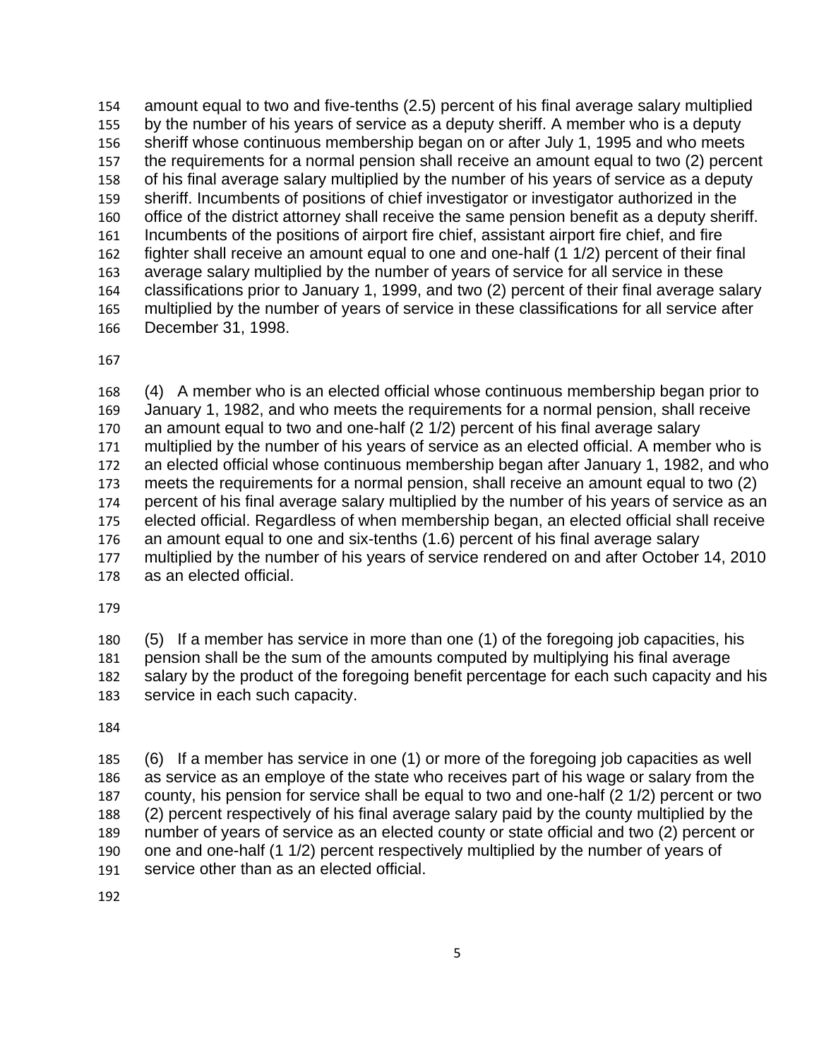amount equal to two and five-tenths (2.5) percent of his final average salary multiplied by the number of his years of service as a deputy sheriff. A member who is a deputy sheriff whose continuous membership began on or after July 1, 1995 and who meets the requirements for a normal pension shall receive an amount equal to two (2) percent of his final average salary multiplied by the number of his years of service as a deputy sheriff. Incumbents of positions of chief investigator or investigator authorized in the office of the district attorney shall receive the same pension benefit as a deputy sheriff. Incumbents of the positions of airport fire chief, assistant airport fire chief, and fire fighter shall receive an amount equal to one and one-half (1 1/2) percent of their final average salary multiplied by the number of years of service for all service in these classifications prior to January 1, 1999, and two (2) percent of their final average salary multiplied by the number of years of service in these classifications for all service after December 31, 1998.

(4) A member who is an elected official whose continuous membership began prior to January 1, 1982, and who meets the requirements for a normal pension, shall receive an amount equal to two and one-half (2 1/2) percent of his final average salary multiplied by the number of his years of service as an elected official. A member who is an elected official whose continuous membership began after January 1, 1982, and who meets the requirements for a normal pension, shall receive an amount equal to two (2) percent of his final average salary multiplied by the number of his years of service as an elected official. Regardless of when membership began, an elected official shall receive an amount equal to one and six-tenths (1.6) percent of his final average salary multiplied by the number of his years of service rendered on and after October 14, 2010 as an elected official.

(5) If a member has service in more than one (1) of the foregoing job capacities, his pension shall be the sum of the amounts computed by multiplying his final average salary by the product of the foregoing benefit percentage for each such capacity and his service in each such capacity.

(6) If a member has service in one (1) or more of the foregoing job capacities as well as service as an employe of the state who receives part of his wage or salary from the county, his pension for service shall be equal to two and one-half (2 1/2) percent or two (2) percent respectively of his final average salary paid by the county multiplied by the number of years of service as an elected county or state official and two (2) percent or one and one-half (1 1/2) percent respectively multiplied by the number of years of service other than as an elected official.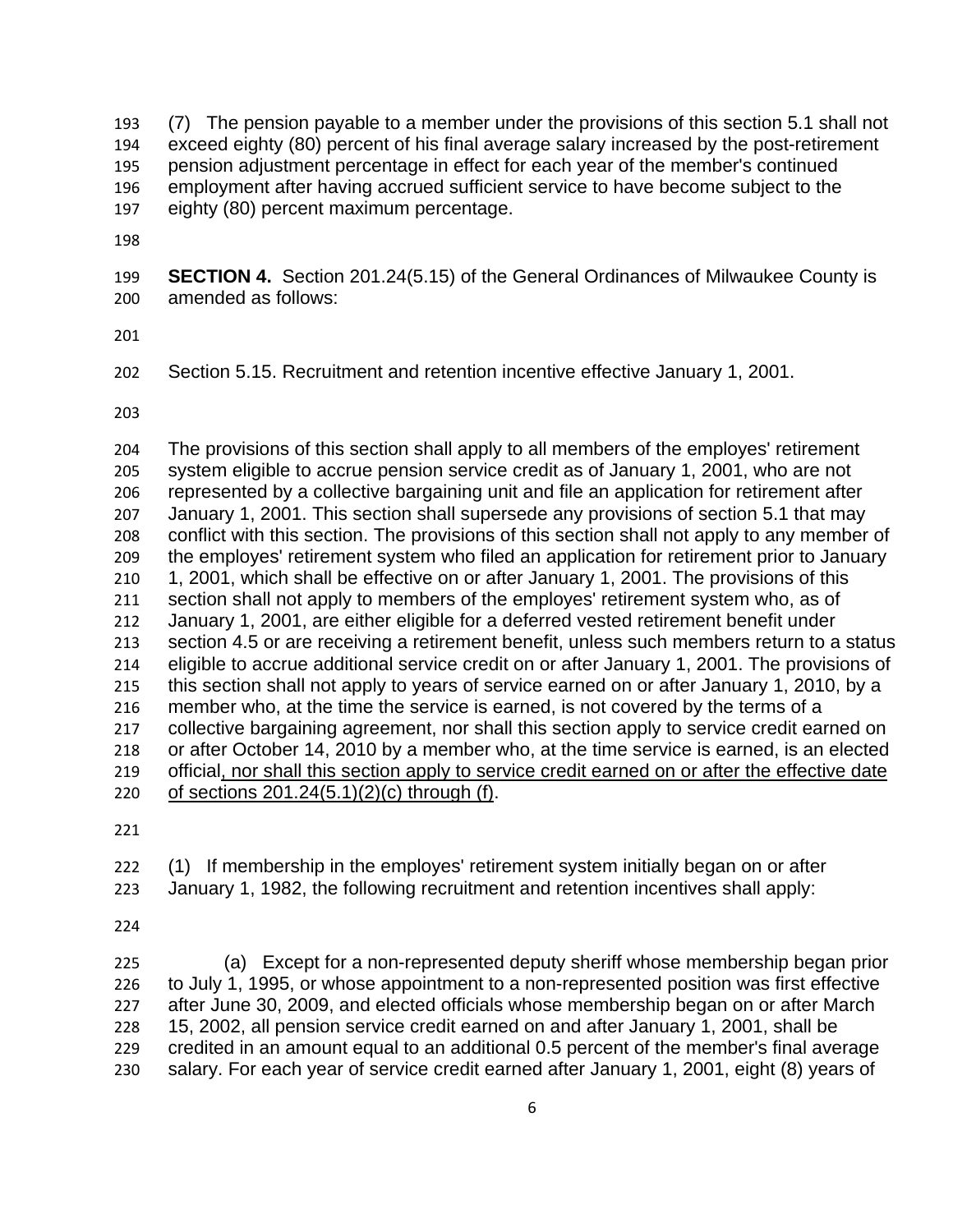(7) The pension payable to a member under the provisions of this section 5.1 shall not exceed eighty (80) percent of his final average salary increased by the post-retirement pension adjustment percentage in effect for each year of the member's continued employment after having accrued sufficient service to have become subject to the eighty (80) percent maximum percentage.

**SECTION 4.** Section 201.24(5.15) of the General Ordinances of Milwaukee County is amended as follows:

Section 5.15. Recruitment and retention incentive effective January 1, 2001.

The provisions of this section shall apply to all members of the employes' retirement system eligible to accrue pension service credit as of January 1, 2001, who are not represented by a collective bargaining unit and file an application for retirement after January 1, 2001. This section shall supersede any provisions of section 5.1 that may conflict with this section. The provisions of this section shall not apply to any member of the employes' retirement system who filed an application for retirement prior to January 1, 2001, which shall be effective on or after January 1, 2001. The provisions of this section shall not apply to members of the employes' retirement system who, as of January 1, 2001, are either eligible for a deferred vested retirement benefit under section 4.5 or are receiving a retirement benefit, unless such members return to a status eligible to accrue additional service credit on or after January 1, 2001. The provisions of this section shall not apply to years of service earned on or after January 1, 2010, by a member who, at the time the service is earned, is not covered by the terms of a collective bargaining agreement, nor shall this section apply to service credit earned on or after October 14, 2010 by a member who, at the time service is earned, is an elected official<u>, nor shall this section apply to service credit earned on or after the effective date of sections 201.24(5.1)(2)(c) through (f)</u>.

(1) If membership in the employes' retirement system initially began on or after January 1, 1982, the following recruitment and retention incentives shall apply:

(a) Except for a non-represented deputy sheriff whose membership began prior to July 1, 1995, or whose appointment to a non-represented position was first effective after June 30, 2009, and elected officials whose membership began on or after March 15, 2002, all pension service credit earned on and after January 1, 2001, shall be credited in an amount equal to an additional 0.5 percent of the member's final average salary. For each year of service credit earned after January 1, 2001, eight (8) years of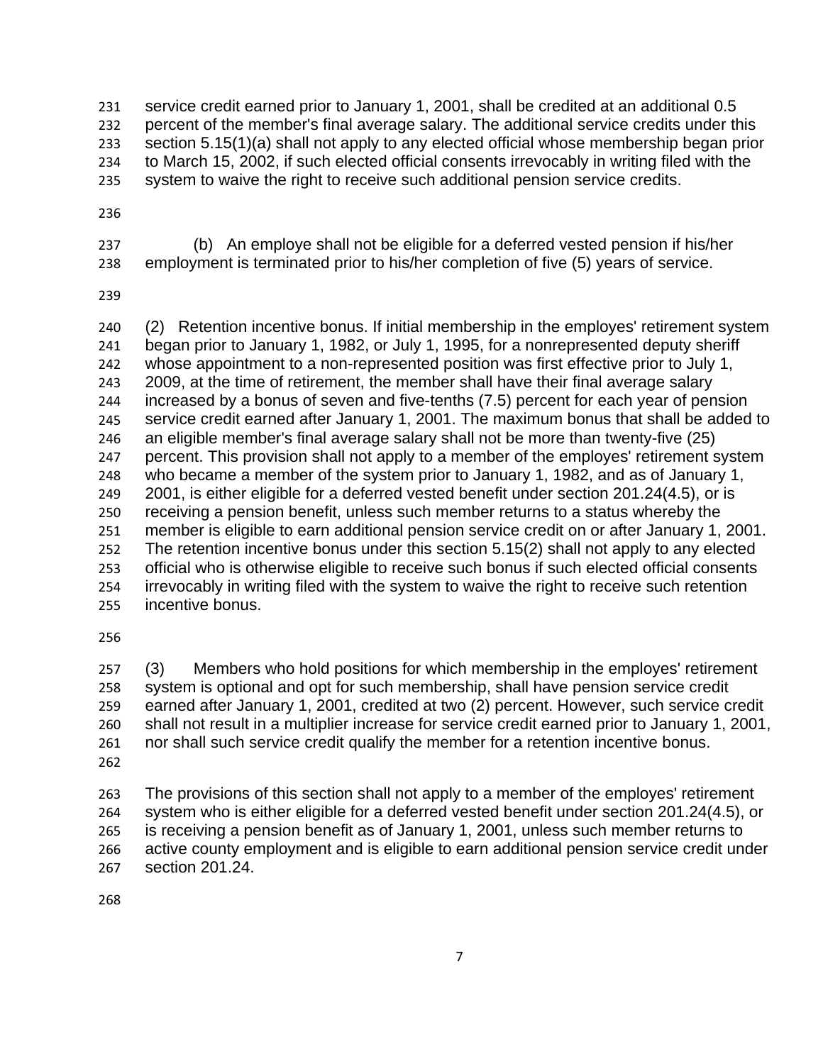service credit earned prior to January 1, 2001, shall be credited at an additional 0.5 percent of the member's final average salary. The additional service credits under this section 5.15(1)(a) shall not apply to any elected official whose membership began prior to March 15, 2002, if such elected official consents irrevocably in writing filed with the system to waive the right to receive such additional pension service credits.

(b) An employe shall not be eligible for a deferred vested pension if his/her employment is terminated prior to his/her completion of five (5) years of service.

(2) Retention incentive bonus. If initial membership in the employes' retirement system began prior to January 1, 1982, or July 1, 1995, for a nonrepresented deputy sheriff whose appointment to a non-represented position was first effective prior to July 1, 2009, at the time of retirement, the member shall have their final average salary increased by a bonus of seven and five-tenths (7.5) percent for each year of pension service credit earned after January 1, 2001. The maximum bonus that shall be added to an eligible member's final average salary shall not be more than twenty-five (25) percent. This provision shall not apply to a member of the employes' retirement system who became a member of the system prior to January 1, 1982, and as of January 1, 2001, is either eligible for a deferred vested benefit under section 201.24(4.5), or is receiving a pension benefit, unless such member returns to a status whereby the member is eligible to earn additional pension service credit on or after January 1, 2001. The retention incentive bonus under this section 5.15(2) shall not apply to any elected official who is otherwise eligible to receive such bonus if such elected official consents irrevocably in writing filed with the system to waive the right to receive such retention incentive bonus.

(3) Members who hold positions for which membership in the employes' retirement system is optional and opt for such membership, shall have pension service credit earned after January 1, 2001, credited at two (2) percent. However, such service credit shall not result in a multiplier increase for service credit earned prior to January 1, 2001, nor shall such service credit qualify the member for a retention incentive bonus.

The provisions of this section shall not apply to a member of the employes' retirement system who is either eligible for a deferred vested benefit under section 201.24(4.5), or is receiving a pension benefit as of January 1, 2001, unless such member returns to active county employment and is eligible to earn additional pension service credit under section 201.24.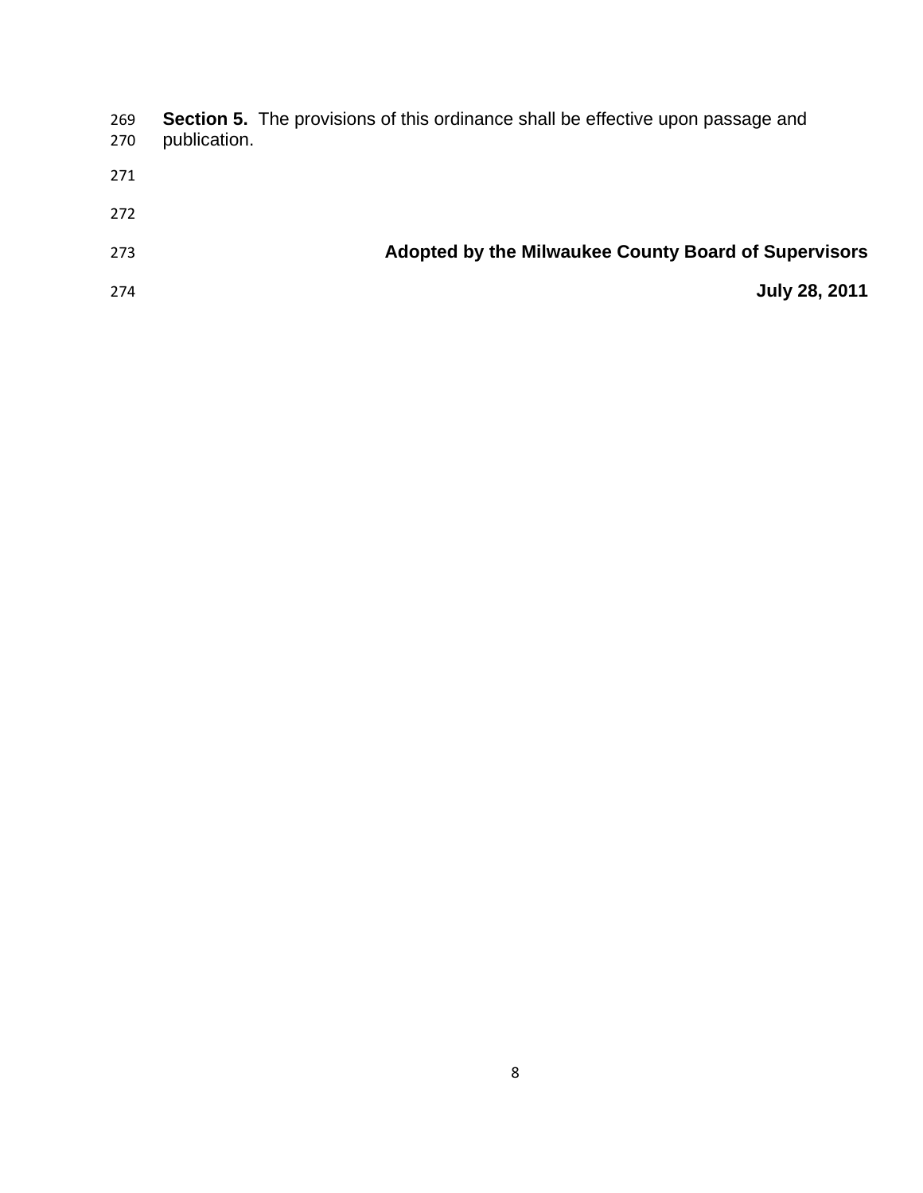**Section 5.** The provisions of this ordinance shall be effective upon passage and publication.

**Adopted by the Milwaukee County Board of Supervisors**

**July 28, 2011**